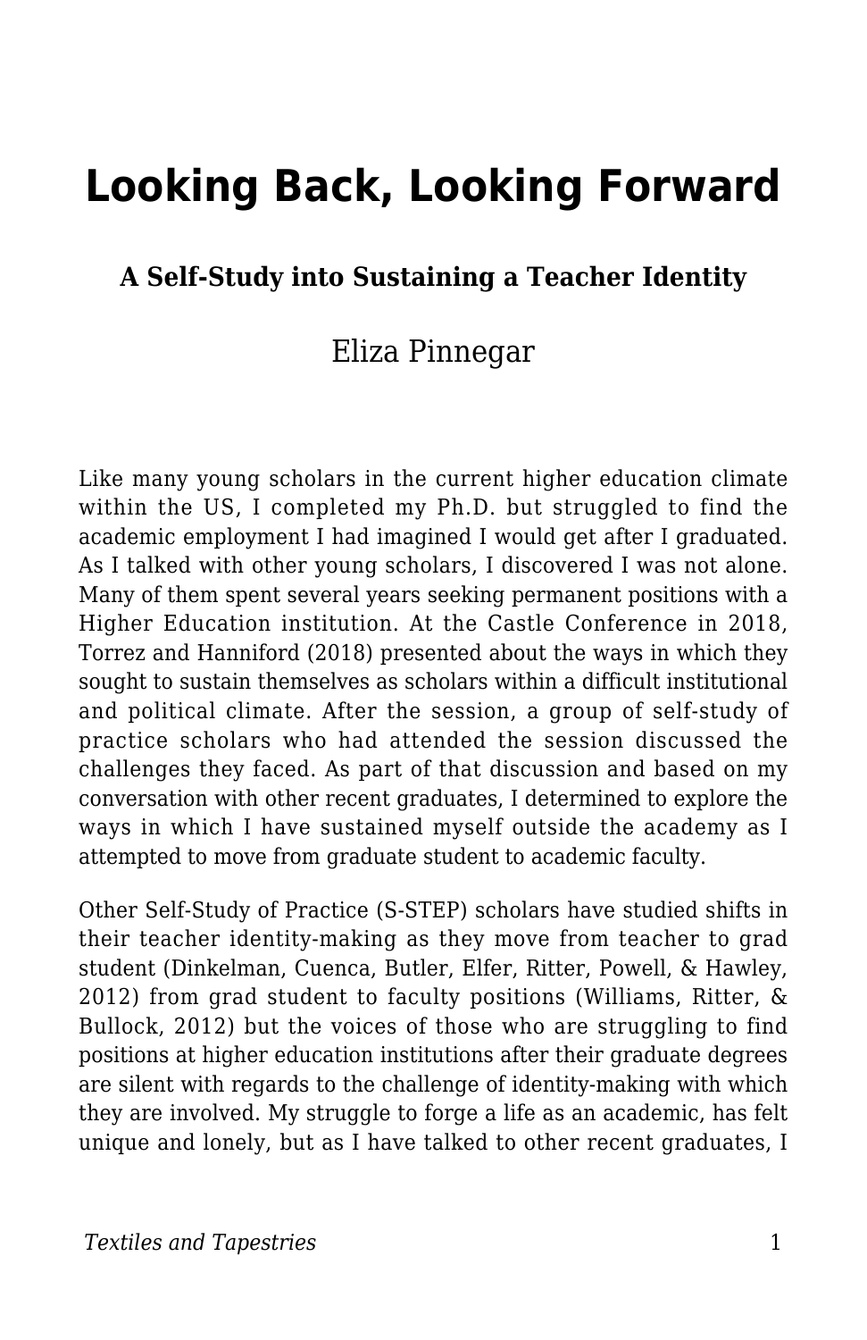# Looking Back, Looking Forward

### A Self-Study into Sustaining a Teacher Identity

Eliza Pinnegar

Like many young scholars in the current higher education climate within the US, I completed my Ph.D. but struggled to find the academic employment I had imagined I would get after I graduated. As I talked with other young scholars, I discovered I was not alone. Many of them spent several years seeking permanent positions with a Higher Education institution. At the Castle Conference in 2018, Torrez and Hanniford (2018) presented about the ways in which they sought to sustain themselves as scholars within a difficult institutional and political climate. After the session, a group of self-study of practice scholars who had attended the session discussed the challenges they faced. As part of that discussion and based on my conversation with other recent graduates, I determined to explore the ways in which I have sustained myself outside the academy as I attempted to move from graduate student to academic faculty.

Other Self-Study of Practice (S-STEP) scholars have studied shifts in their teacher identity-making as they move from teacher to grad student (Dinkelman, Cuenca, Butler, Elfer, Ritter, Powell, & Hawley, 2012) from grad student to faculty positions (Williams, Ritter, & Bullock, 2012) but the voices of those who are struggling to find positions at higher education institutions after their graduate degrees are silent with regards to the challenge of identity-making with which they are involved. My struggle to forge a life as an academic, has felt unique and lonely, but as I have talked to other recent graduates, I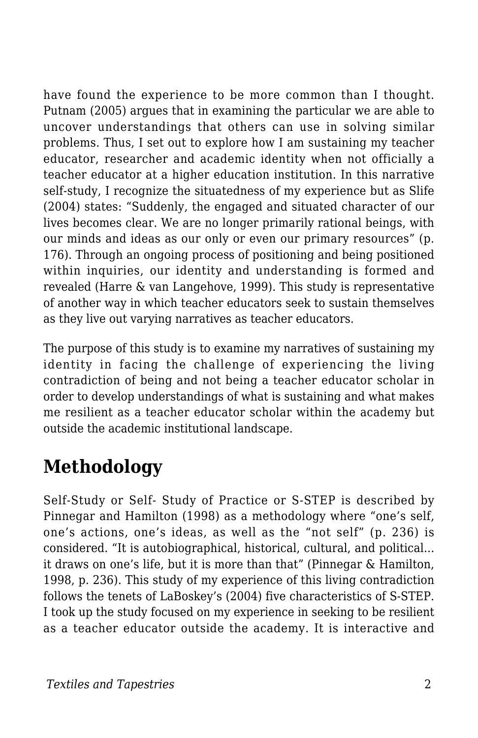have found the experience to be more common than I thought. Putnam (2005) argues that in examining the particular we are able to uncover understandings that others can use in solving similar problems. Thus, I set out to explore how I am sustaining my teacher educator, researcher and academic identity when not officially a teacher educator at a higher education institution. In this narrative self-study, I recognize the situatedness of my experience but as Slife (2004) states: "Suddenly, the engaged and situated character of our lives becomes clear. We are no longer primarily rational beings, with our minds and ideas as our only or even our primary resources" (p. 176). Through an ongoing process of positioning and being positioned within inquiries, our identity and understanding is formed and revealed (Harre & van Langehove, 1999). This study is representative of another way in which teacher educators seek to sustain themselves as they live out varying narratives as teacher educators.

The purpose of this study is to examine my narratives of sustaining my identity in facing the challenge of experiencing the living contradiction of being and not being a teacher educator scholar in order to develop understandings of what is sustaining and what makes me resilient as a teacher educator scholar within the academy but outside the academic institutional landscape.

## Methodology

Self-Study or Self- Study of Practice or S-STEP is described by Pinnegar and Hamilton (1998) as a methodology where "one's self, one's actions, one's ideas, as well as the "not self" (p. 236) is considered. "It is autobiographical, historical, cultural, and political... it draws on one's life, but it is more than that" (Pinnegar & Hamilton, 1998, p. 236). This study of my experience of this living contradiction follows the tenets of LaBoskey's (2004) five characteristics of S-STEP. I took up the study focused on my experience in seeking to be resilient as a teacher educator outside the academy. It is interactive and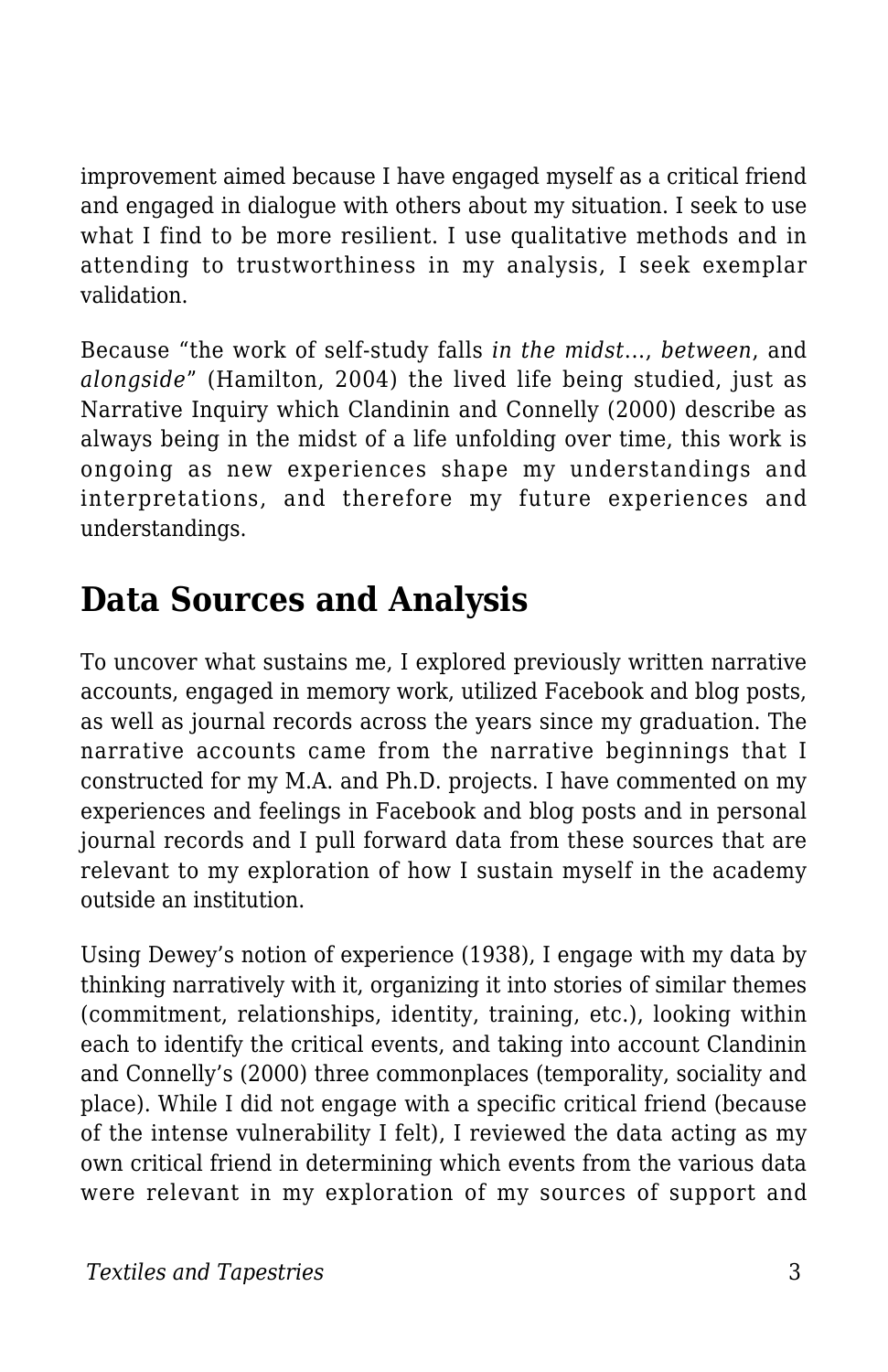improvement aimed because I have engaged myself as a critical friend and engaged in dialogue with others about my situation. I seek to use what I find to be more resilient. I use qualitative methods and in attending to trustworthiness in my analysis, I seek exemplar validation.

Because "the work of self-study falls *in the midst*…, *between*, and *alongside*" (Hamilton, 2004) the lived life being studied, just as Narrative Inquiry which Clandinin and Connelly (2000) describe as always being in the midst of a life unfolding over time, this work is ongoing as new experiences shape my understandings and interpretations, and therefore my future experiences and understandings.

## Data Sources and Analysis

To uncover what sustains me, I explored previously written narrative accounts, engaged in memory work, utilized Facebook and blog posts, as well as journal records across the years since my graduation. The narrative accounts came from the narrative beginnings that I constructed for my M.A. and Ph.D. projects. I have commented on my experiences and feelings in Facebook and blog posts and in personal journal records and I pull forward data from these sources that are relevant to my exploration of how I sustain myself in the academy outside an institution.

Using Dewey's notion of experience (1938), I engage with my data by thinking narratively with it, organizing it into stories of similar themes (commitment, relationships, identity, training, etc.), looking within each to identify the critical events, and taking into account Clandinin and Connelly's (2000) three commonplaces (temporality, sociality and place). While I did not engage with a specific critical friend (because of the intense vulnerability I felt), I reviewed the data acting as my own critical friend in determining which events from the various data were relevant in my exploration of my sources of support and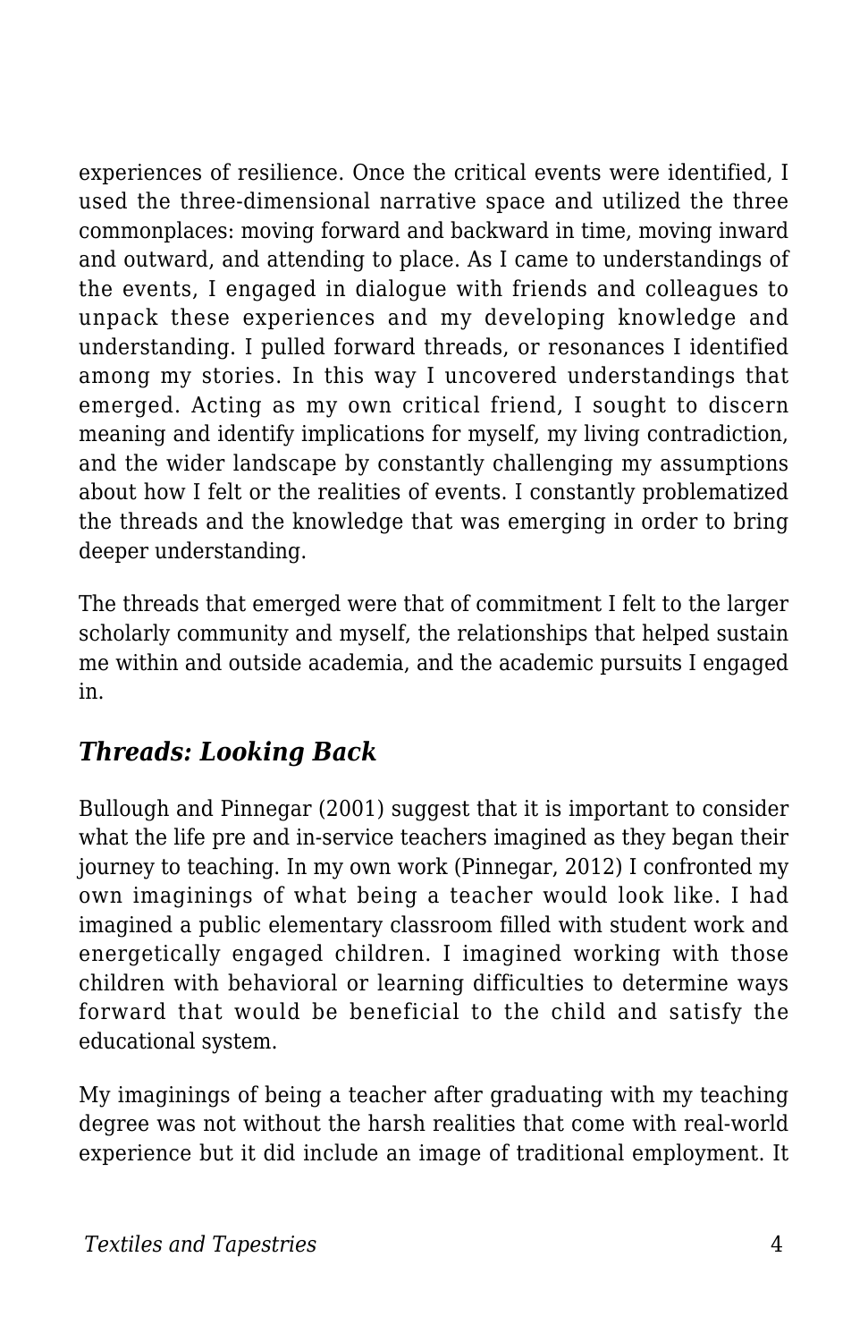experiences of resilience. Once the critical events were identified, I used the three-dimensional narrative space and utilized the three commonplaces: moving forward and backward in time, moving inward and outward, and attending to place. As I came to understandings of the events, I engaged in dialogue with friends and colleagues to unpack these experiences and my developing knowledge and understanding. I pulled forward threads, or resonances I identified among my stories. In this way I uncovered understandings that emerged. Acting as my own critical friend, I sought to discern meaning and identify implications for myself, my living contradiction, and the wider landscape by constantly challenging my assumptions about how I felt or the realities of events. I constantly problematized the threads and the knowledge that was emerging in order to bring deeper understanding.

The threads that emerged were that of commitment I felt to the larger scholarly community and myself, the relationships that helped sustain me within and outside academia, and the academic pursuits I engaged in.

## *Threads: Looking Back*

Bullough and Pinnegar (2001) suggest that it is important to consider what the life pre and in-service teachers imagined as they began their journey to teaching. In my own work (Pinnegar, 2012) I confronted my own imaginings of what being a teacher would look like. I had imagined a public elementary classroom filled with student work and energetically engaged children. I imagined working with those children with behavioral or learning difficulties to determine ways forward that would be beneficial to the child and satisfy the educational system.

My imaginings of being a teacher after graduating with my teaching degree was not without the harsh realities that come with real-world experience but it did include an image of traditional employment. It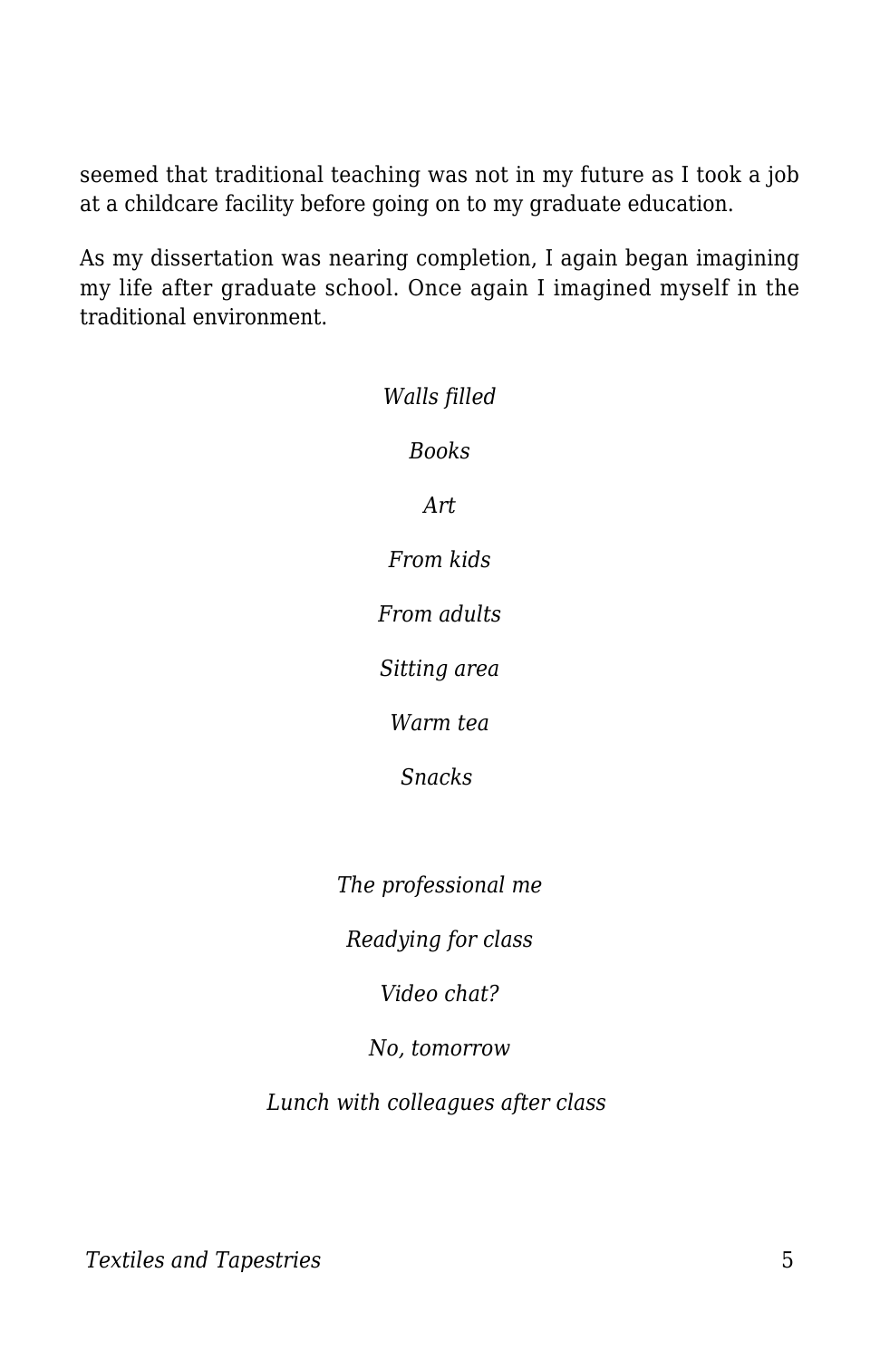seemed that traditional teaching was not in my future as I took a job at a childcare facility before going on to my graduate education.

As my dissertation was nearing completion, I again began imagining my life after graduate school. Once again I imagined myself in the traditional environment.

*Walls filled*

*Books*

*Art*

*From kids*

*From adults*

*Sitting area*

*Warm tea*

*Snacks*

*The professional me*

*Readying for class*

*Video chat?*

*No, tomorrow*

*Lunch with colleagues after class*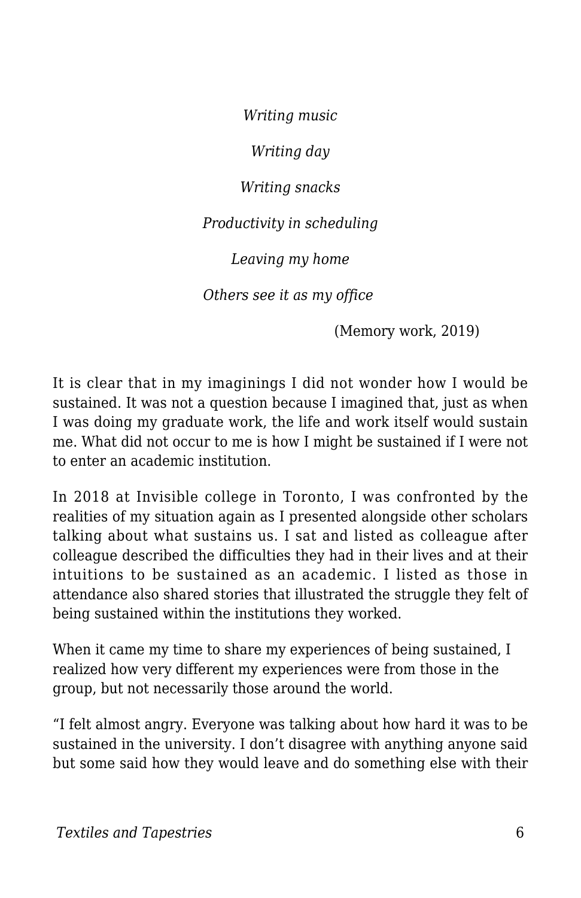*Writing music*

*Writing day*

*Writing snacks*

*Productivity in scheduling*

*Leaving my home*

*Others see it as my office*

(Memory work, 2019)

It is clear that in my imaginings I did not wonder how I would be sustained. It was not a question because I imagined that, just as when I was doing my graduate work, the life and work itself would sustain me. What did not occur to me is how I might be sustained if I were not to enter an academic institution.

In 2018 at Invisible college in Toronto, I was confronted by the realities of my situation again as I presented alongside other scholars talking about what sustains us. I sat and listed as colleague after colleague described the difficulties they had in their lives and at their intuitions to be sustained as an academic. I listed as those in attendance also shared stories that illustrated the struggle they felt of being sustained within the institutions they worked.

When it came my time to share my experiences of being sustained, I realized how very different my experiences were from those in the group, but not necessarily those around the world.

"I felt almost angry. Everyone was talking about how hard it was to be sustained in the university. I don't disagree with anything anyone said but some said how they would leave and do something else with their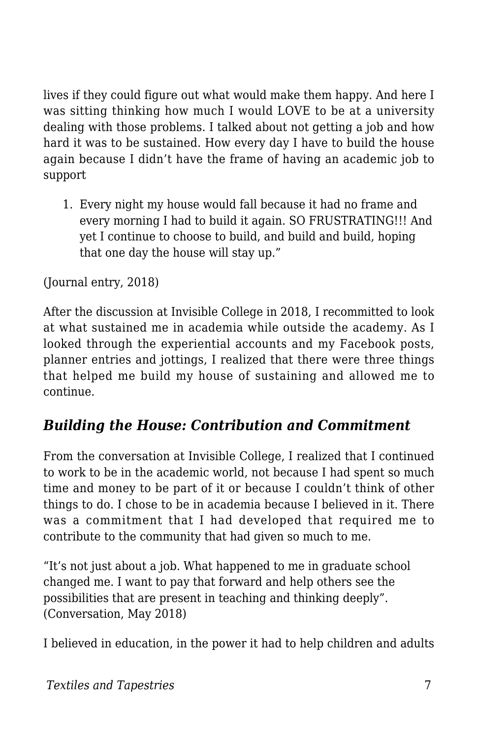lives if they could figure out what would make them happy. And here I was sitting thinking how much I would LOVE to be at a university dealing with those problems. I talked about not getting a job and how hard it was to be sustained. How every day I have to build the house again because I didn't have the frame of having an academic job to support

1. Every night my house would fall because it had no frame and every morning I had to build it again. SO FRUSTRATING!!! And yet I continue to choose to build, and build and build, hoping that one day the house will stay up."

(Journal entry, 2018)

After the discussion at Invisible College in 2018, I recommitted to look at what sustained me in academia while outside the academy. As I looked through the experiential accounts and my Facebook posts, planner entries and jottings, I realized that there were three things that helped me build my house of sustaining and allowed me to continue.

## *Building the House: Contribution and Commitment*

From the conversation at Invisible College, I realized that I continued to work to be in the academic world, not because I had spent so much time and money to be part of it or because I couldn't think of other things to do. I chose to be in academia because I believed in it. There was a commitment that I had developed that required me to contribute to the community that had given so much to me.

"It's not just about a job. What happened to me in graduate school changed me. I want to pay that forward and help others see the possibilities that are present in teaching and thinking deeply". (Conversation, May 2018)

I believed in education, in the power it had to help children and adults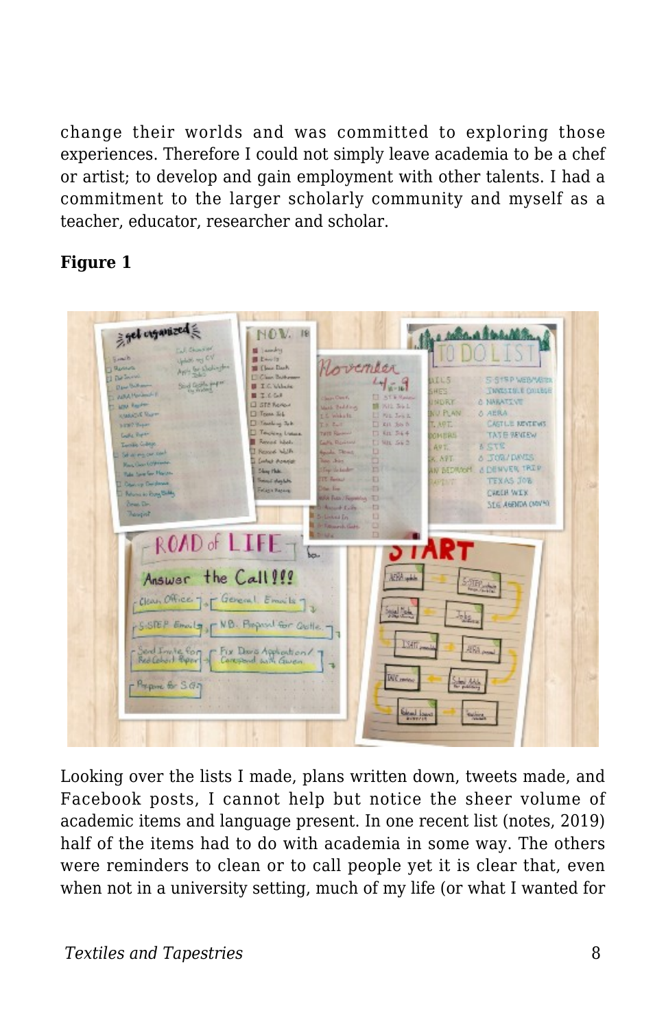change their worlds and was committed to exploring those experiences. Therefore I could not simply leave academia to be a chef or artist; to develop and gain employment with other talents. I had a commitment to the larger scholarly community and myself as a teacher, educator, researcher and scholar.

**Figure 1**

Looking over the lists I made, plans written down, tweets made, and Facebook posts, I cannot help but notice the sheer volume of academic items and language present. In one recent list (notes, 2019) half of the items had to do with academia in some way. The others were reminders to clean or to call people yet it is clear that, even when not in a university setting, much of my life (or what I wanted for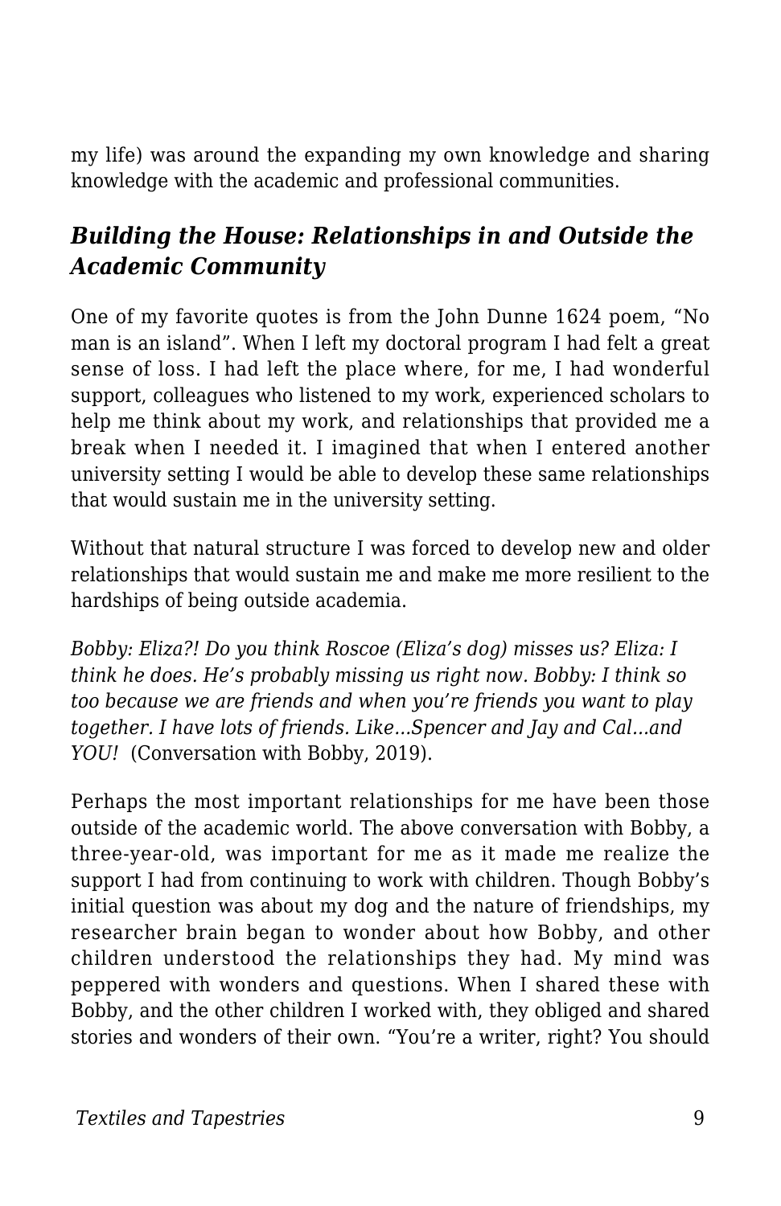my life) was around the expanding my own knowledge and sharing knowledge with the academic and professional communities.

### *Building the House: Relationships in and Outside the Academic Community*

One of my favorite quotes is from the John Dunne 1624 poem, "No man is an island". When I left my doctoral program I had felt a great sense of loss. I had left the place where, for me, I had wonderful support, colleagues who listened to my work, experienced scholars to help me think about my work, and relationships that provided me a break when I needed it. I imagined that when I entered another university setting I would be able to develop these same relationships that would sustain me in the university setting.

Without that natural structure I was forced to develop new and older relationships that would sustain me and make me more resilient to the hardships of being outside academia.

*Bobby: Eliza?! Do you think Roscoe (Eliza's dog) misses us? Eliza: I think he does. He's probably missing us right now. Bobby: I think so too because we are friends and when you're friends you want to play together. I have lots of friends. Like…Spencer and Jay and Cal…and YOU!* (Conversation with Bobby, 2019).

Perhaps the most important relationships for me have been those outside of the academic world. The above conversation with Bobby, a three-year-old, was important for me as it made me realize the support I had from continuing to work with children. Though Bobby's initial question was about my dog and the nature of friendships, my researcher brain began to wonder about how Bobby, and other children understood the relationships they had. My mind was peppered with wonders and questions. When I shared these with Bobby, and the other children I worked with, they obliged and shared stories and wonders of their own. "You're a writer, right? You should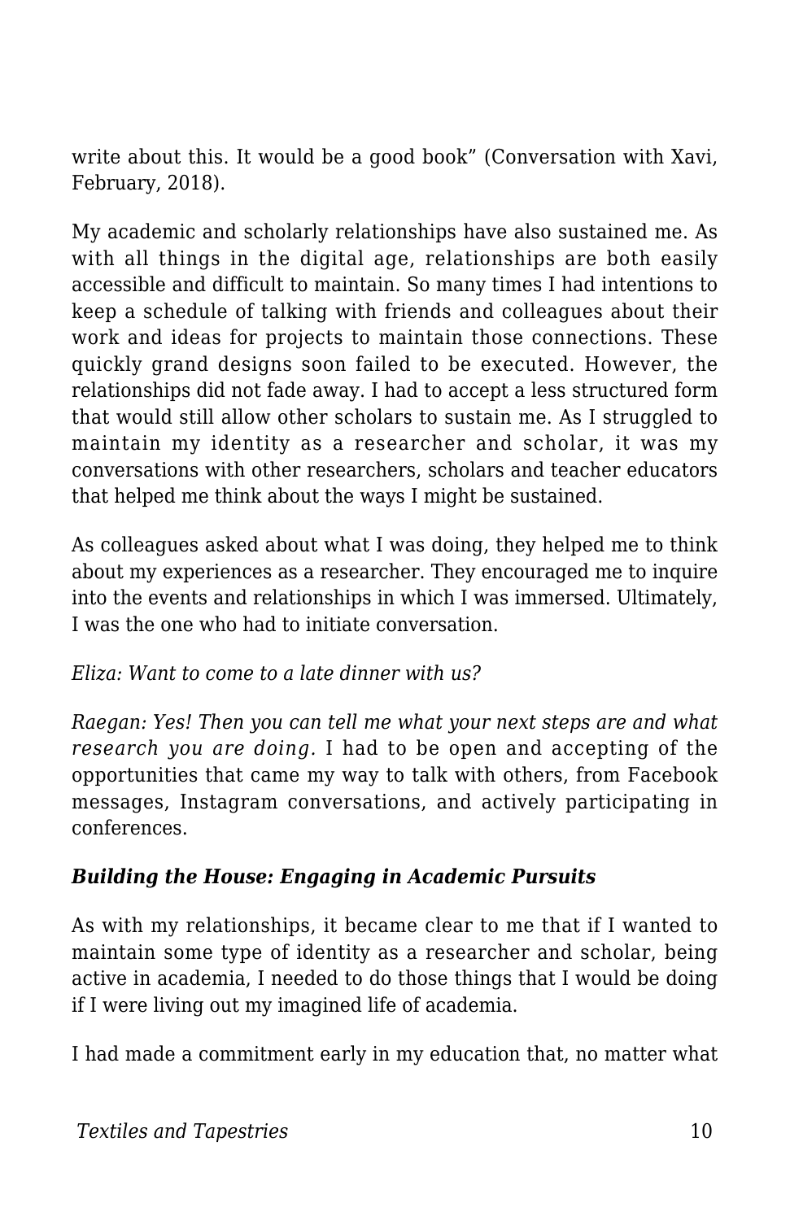write about this. It would be a good book" (Conversation with Xavi, February, 2018).

My academic and scholarly relationships have also sustained me. As with all things in the digital age, relationships are both easily accessible and difficult to maintain. So many times I had intentions to keep a schedule of talking with friends and colleagues about their work and ideas for projects to maintain those connections. These quickly grand designs soon failed to be executed. However, the relationships did not fade away. I had to accept a less structured form that would still allow other scholars to sustain me. As I struggled to maintain my identity as a researcher and scholar, it was my conversations with other researchers, scholars and teacher educators that helped me think about the ways I might be sustained.

As colleagues asked about what I was doing, they helped me to think about my experiences as a researcher. They encouraged me to inquire into the events and relationships in which I was immersed. Ultimately, I was the one who had to initiate conversation.

*Eliza: Want to come to a late dinner with us?*

*Raegan: Yes! Then you can tell me what your next steps are and what research you are doing.* I had to be open and accepting of the opportunities that came my way to talk with others, from Facebook messages, Instagram conversations, and actively participating in conferences.

### *Building the House: Engaging in Academic Pursuits*

As with my relationships, it became clear to me that if I wanted to maintain some type of identity as a researcher and scholar, being active in academia, I needed to do those things that I would be doing if I were living out my imagined life of academia.

I had made a commitment early in my education that, no matter what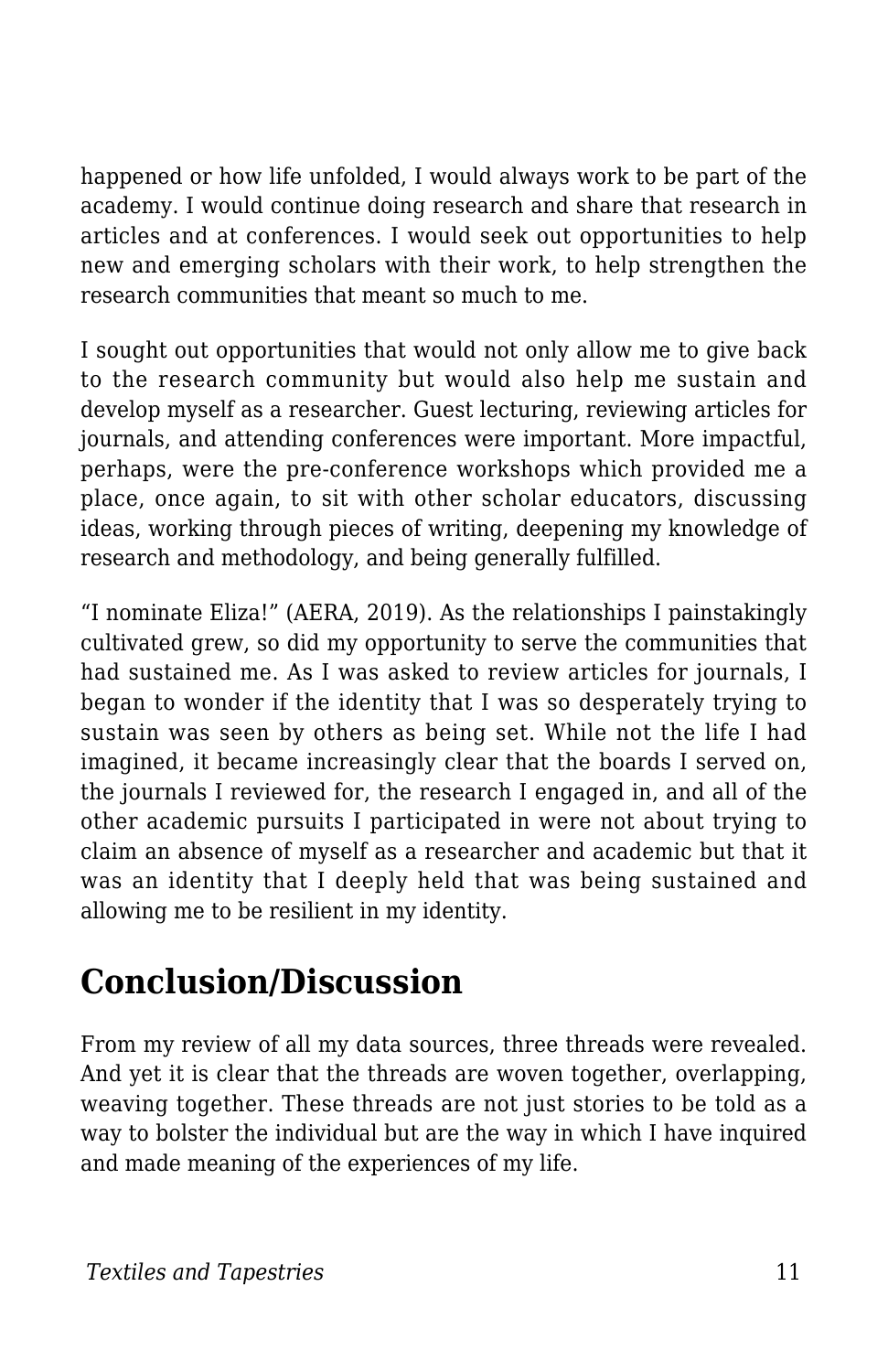happened or how life unfolded, I would always work to be part of the academy. I would continue doing research and share that research in articles and at conferences. I would seek out opportunities to help new and emerging scholars with their work, to help strengthen the research communities that meant so much to me.

I sought out opportunities that would not only allow me to give back to the research community but would also help me sustain and develop myself as a researcher. Guest lecturing, reviewing articles for journals, and attending conferences were important. More impactful, perhaps, were the pre-conference workshops which provided me a place, once again, to sit with other scholar educators, discussing ideas, working through pieces of writing, deepening my knowledge of research and methodology, and being generally fulfilled.

"I nominate Eliza!" (AERA, 2019). As the relationships I painstakingly cultivated grew, so did my opportunity to serve the communities that had sustained me. As I was asked to review articles for journals, I began to wonder if the identity that I was so desperately trying to sustain was seen by others as being set. While not the life I had imagined, it became increasingly clear that the boards I served on, the journals I reviewed for, the research I engaged in, and all of the other academic pursuits I participated in were not about trying to claim an absence of myself as a researcher and academic but that it was an identity that I deeply held that was being sustained and allowing me to be resilient in my identity.

## Conclusion/Discussion

From my review of all my data sources, three threads were revealed. And yet it is clear that the threads are woven together, overlapping, weaving together. These threads are not just stories to be told as a way to bolster the individual but are the way in which I have inquired and made meaning of the experiences of my life.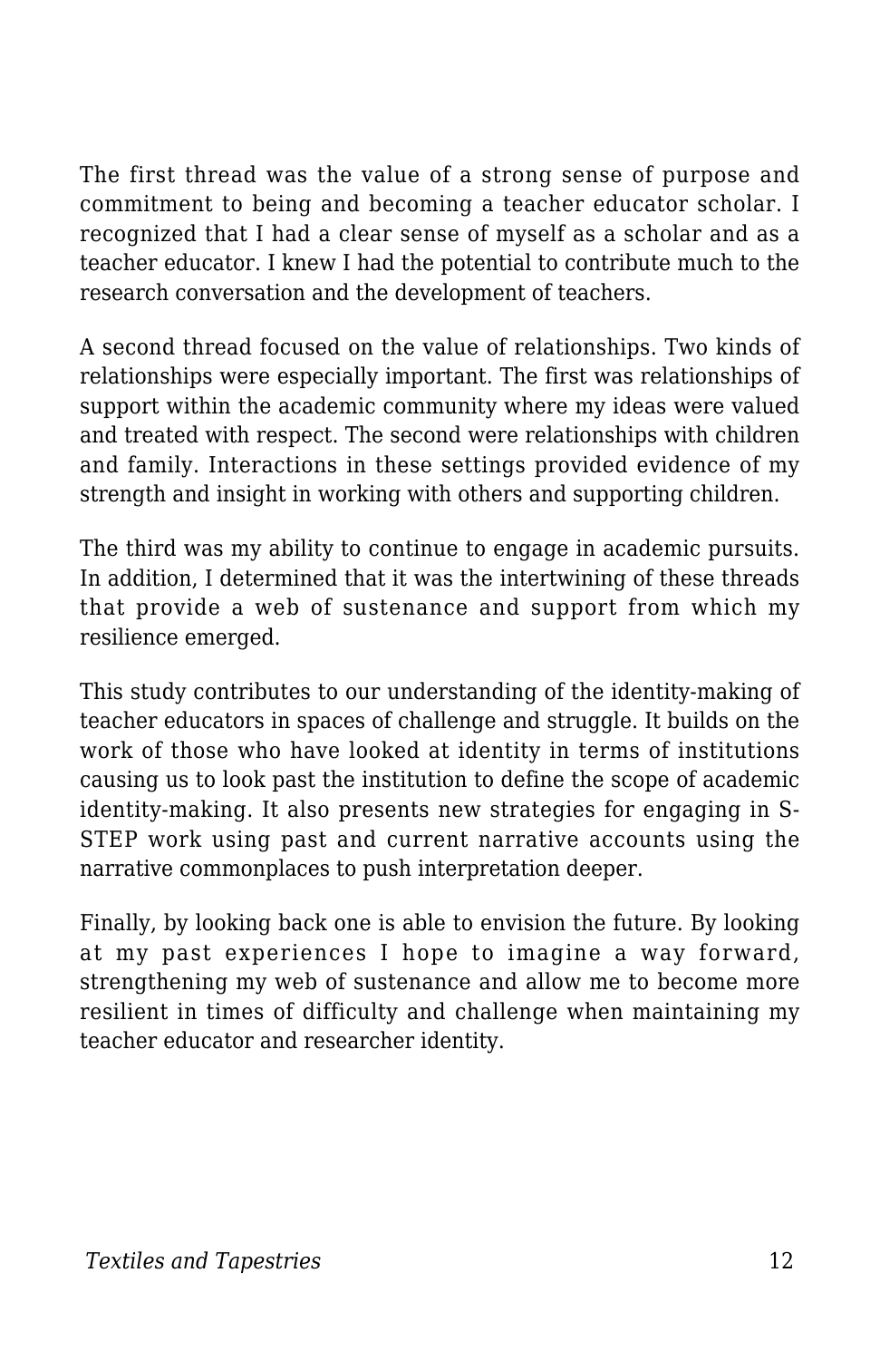The first thread was the value of a strong sense of purpose and commitment to being and becoming a teacher educator scholar. I recognized that I had a clear sense of myself as a scholar and as a teacher educator. I knew I had the potential to contribute much to the research conversation and the development of teachers.

A second thread focused on the value of relationships. Two kinds of relationships were especially important. The first was relationships of support within the academic community where my ideas were valued and treated with respect. The second were relationships with children and family. Interactions in these settings provided evidence of my strength and insight in working with others and supporting children.

The third was my ability to continue to engage in academic pursuits. In addition, I determined that it was the intertwining of these threads that provide a web of sustenance and support from which my resilience emerged.

This study contributes to our understanding of the identity-making of teacher educators in spaces of challenge and struggle. It builds on the work of those who have looked at identity in terms of institutions causing us to look past the institution to define the scope of academic identity-making. It also presents new strategies for engaging in S-STEP work using past and current narrative accounts using the narrative commonplaces to push interpretation deeper.

Finally, by looking back one is able to envision the future. By looking at my past experiences I hope to imagine a way forward, strengthening my web of sustenance and allow me to become more resilient in times of difficulty and challenge when maintaining my teacher educator and researcher identity.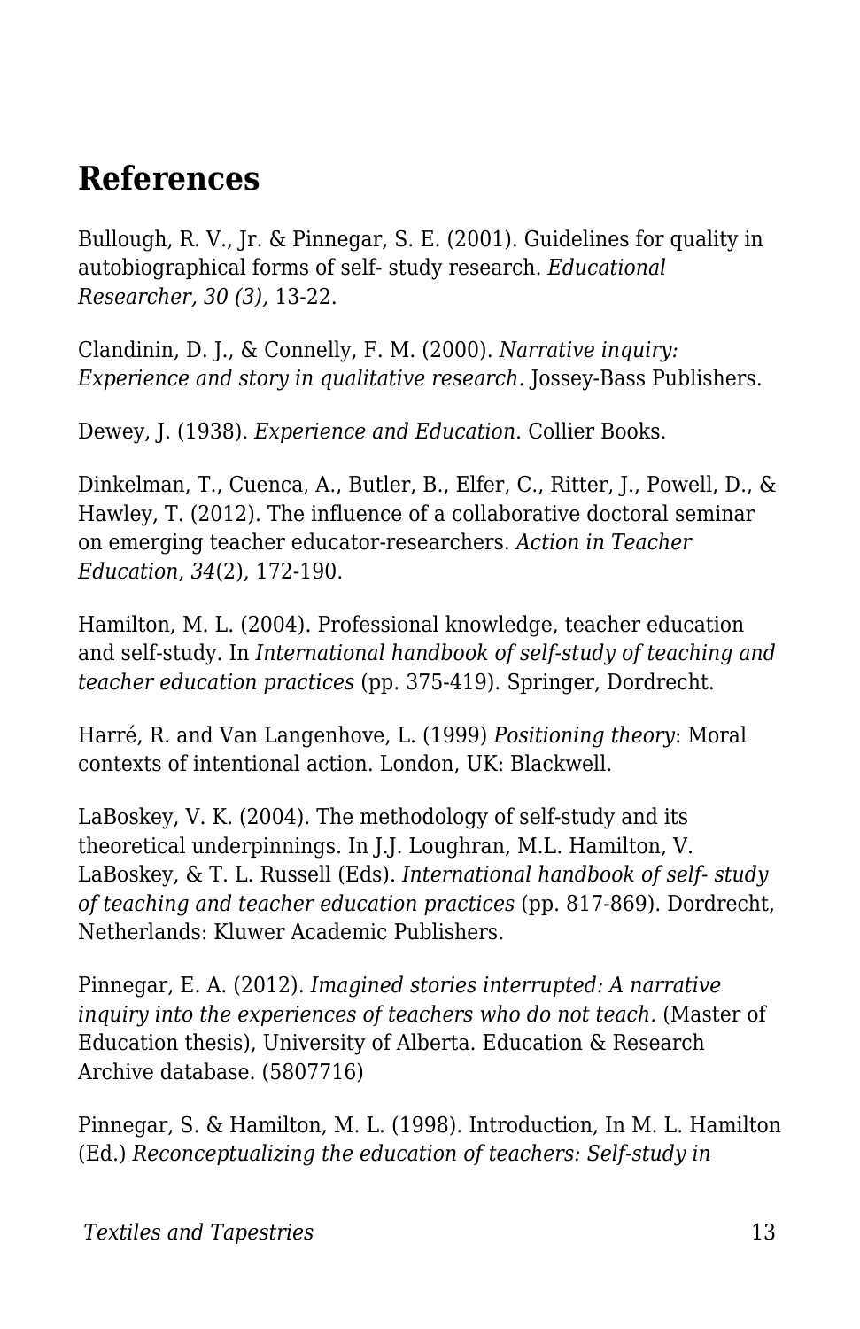## References

Bullough, R. V., Jr. & Pinnegar, S. E. (2001). Guidelines for quality in autobiographical forms of self- study research. *Educational Researcher, 30 (3),* 13-22.

Clandinin, D. J., & Connelly, F. M. (2000). *Narrative inquiry: Experience and story in qualitative research*. Jossey-Bass Publishers.

Dewey, J. (1938). *Experience and Education*. Collier Books.

Dinkelman, T., Cuenca, A., Butler, B., Elfer, C., Ritter, J., Powell, D., & Hawley, T. (2012). The influence of a collaborative doctoral seminar on emerging teacher educator-researchers. *Action in Teacher Education*, *34*(2), 172-190.

Hamilton, M. L. (2004). Professional knowledge, teacher education and self-study. In *International handbook of self-study of teaching and teacher education practices* (pp. 375-419). Springer, Dordrecht.

Harré, R. and Van Langenhove, L. (1999) *Positioning theory*: Moral contexts of intentional action. London, UK: Blackwell.

LaBoskey, V. K. (2004). The methodology of self-study and its theoretical underpinnings. In J.J. Loughran, M.L. Hamilton, V. LaBoskey, & T. L. Russell (Eds). *International handbook of self- study of teaching and teacher education practices* (pp. 817-869). Dordrecht, Netherlands: Kluwer Academic Publishers.

Pinnegar, E. A. (2012). *Imagined stories interrupted: A narrative inquiry into the experiences of teachers who do not teach.* (Master of Education thesis), University of Alberta. Education & Research Archive database. (5807716)

Pinnegar, S. & Hamilton, M. L. (1998). Introduction, In M. L. Hamilton (Ed.) *Reconceptualizing the education of teachers: Self-study in*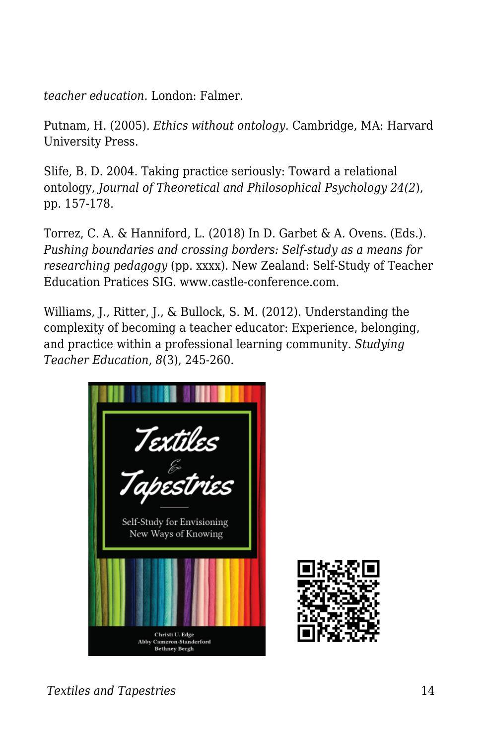*teacher education.* London: Falmer.

Putnam, H. (2005). *Ethics without ontology.* Cambridge, MA: Harvard University Press.

Slife, B. D. 2004. Taking practice seriously: Toward a relational ontology, *Journal of Theoretical and Philosophical Psychology 24(2)*, pp. 157-178.

Torrez, C. A. & Hanniford, L. (2018) In D. Garbet & A. Ovens. (Eds.). *Pushing boundaries and crossing borders: Self-study as a means for researching pedagogy* (pp. xxxx). New Zealand: Self-Study of Teacher Education Pratices SIG. www.castle-conference.com.

Williams, J., Ritter, J., & Bullock, S. M. (2012). Understanding the complexity of becoming a teacher educator: Experience, belonging, and practice within a professional learning community. *Studying Teacher Education*, *8*(3), 245-260.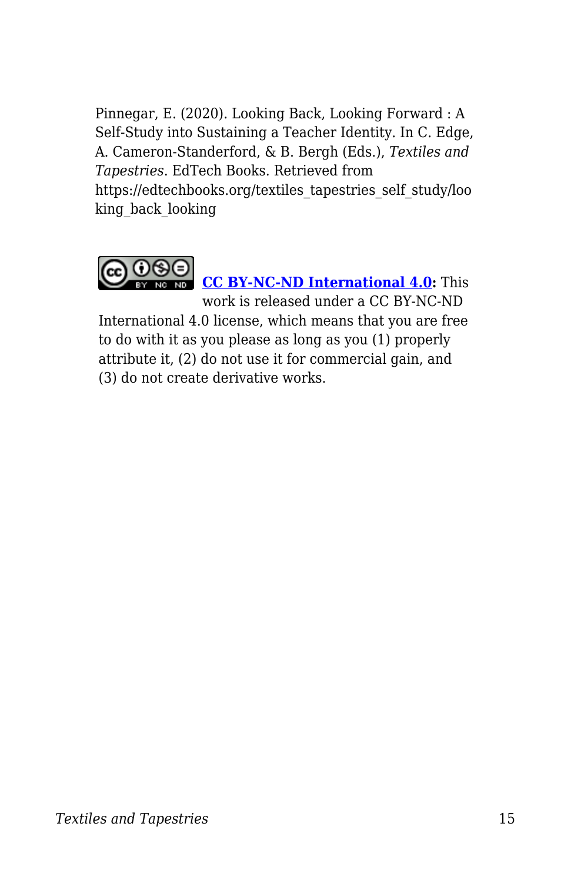Pinnegar, E. (2020). Looking Back, Looking Forward : A Self-Study into Sustaining a Teacher Identity. In C. Edge, A. Cameron-Standerford, & B. Bergh (Eds.), *Textiles and Tapestries*. EdTech Books. Retrieved from https://edtechbooks.org/textiles_tapestries_self_study/looking_back_looking

**CC BY-NC-ND International 4.0:** This work is released under a CC BY-NC-ND International 4.0 license, which means that you are free to do with it as you please as long as you (1) properly attribute it, (2) do not use it for commercial gain, and (3) do not create derivative works.